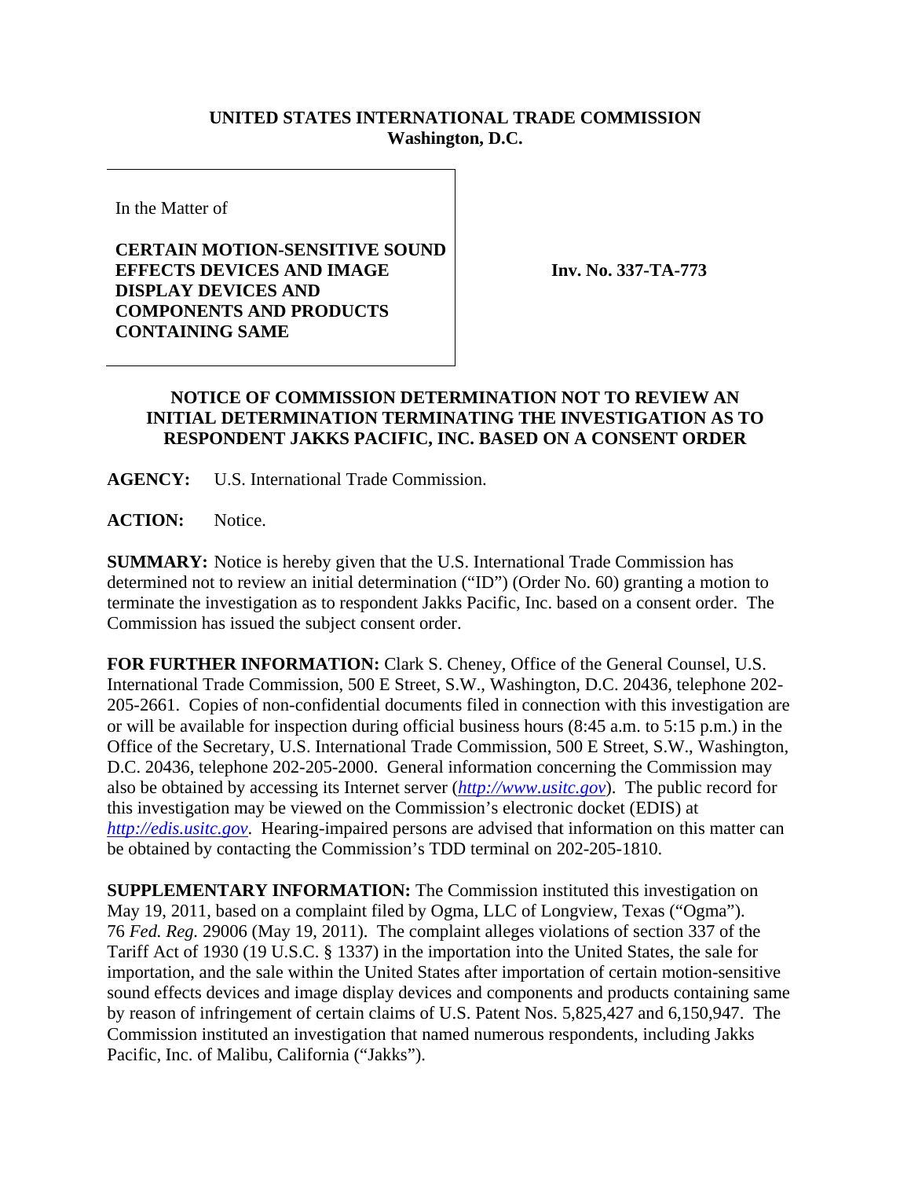**UNITED STATES INTERNATIONAL TRADE COMMISSION**
**Washington, D.C.**

In the Matter of

**CERTAIN MOTION-SENSITIVE SOUND EFFECTS DEVICES AND IMAGE DISPLAY DEVICES AND COMPONENTS AND PRODUCTS CONTAINING SAME**

**Inv. No. 337-TA-773**

**NOTICE OF COMMISSION DETERMINATION NOT TO REVIEW AN INITIAL DETERMINATION TERMINATING THE INVESTIGATION AS TO RESPONDENT JAKKS PACIFIC, INC. BASED ON A CONSENT ORDER**

**AGENCY:** U.S. International Trade Commission.

**ACTION:** Notice.

**SUMMARY:** Notice is hereby given that the U.S. International Trade Commission has determined not to review an initial determination ("ID") (Order No. 60) granting a motion to terminate the investigation as to respondent Jakks Pacific, Inc. based on a consent order. The Commission has issued the subject consent order.

**FOR FURTHER INFORMATION:** Clark S. Cheney, Office of the General Counsel, U.S. International Trade Commission, 500 E Street, S.W., Washington, D.C. 20436, telephone 202-205-2661. Copies of non-confidential documents filed in connection with this investigation are or will be available for inspection during official business hours (8:45 a.m. to 5:15 p.m.) in the Office of the Secretary, U.S. International Trade Commission, 500 E Street, S.W., Washington, D.C. 20436, telephone 202-205-2000. General information concerning the Commission may also be obtained by accessing its Internet server (*http://www.usitc.gov*). The public record for this investigation may be viewed on the Commission's electronic docket (EDIS) at *http://edis.usitc.gov*. Hearing-impaired persons are advised that information on this matter can be obtained by contacting the Commission's TDD terminal on 202-205-1810.

**SUPPLEMENTARY INFORMATION:** The Commission instituted this investigation on May 19, 2011, based on a complaint filed by Ogma, LLC of Longview, Texas ("Ogma"). 76 *Fed. Reg.* 29006 (May 19, 2011). The complaint alleges violations of section 337 of the Tariff Act of 1930 (19 U.S.C. § 1337) in the importation into the United States, the sale for importation, and the sale within the United States after importation of certain motion-sensitive sound effects devices and image display devices and components and products containing same by reason of infringement of certain claims of U.S. Patent Nos. 5,825,427 and 6,150,947. The Commission instituted an investigation that named numerous respondents, including Jakks Pacific, Inc. of Malibu, California ("Jakks").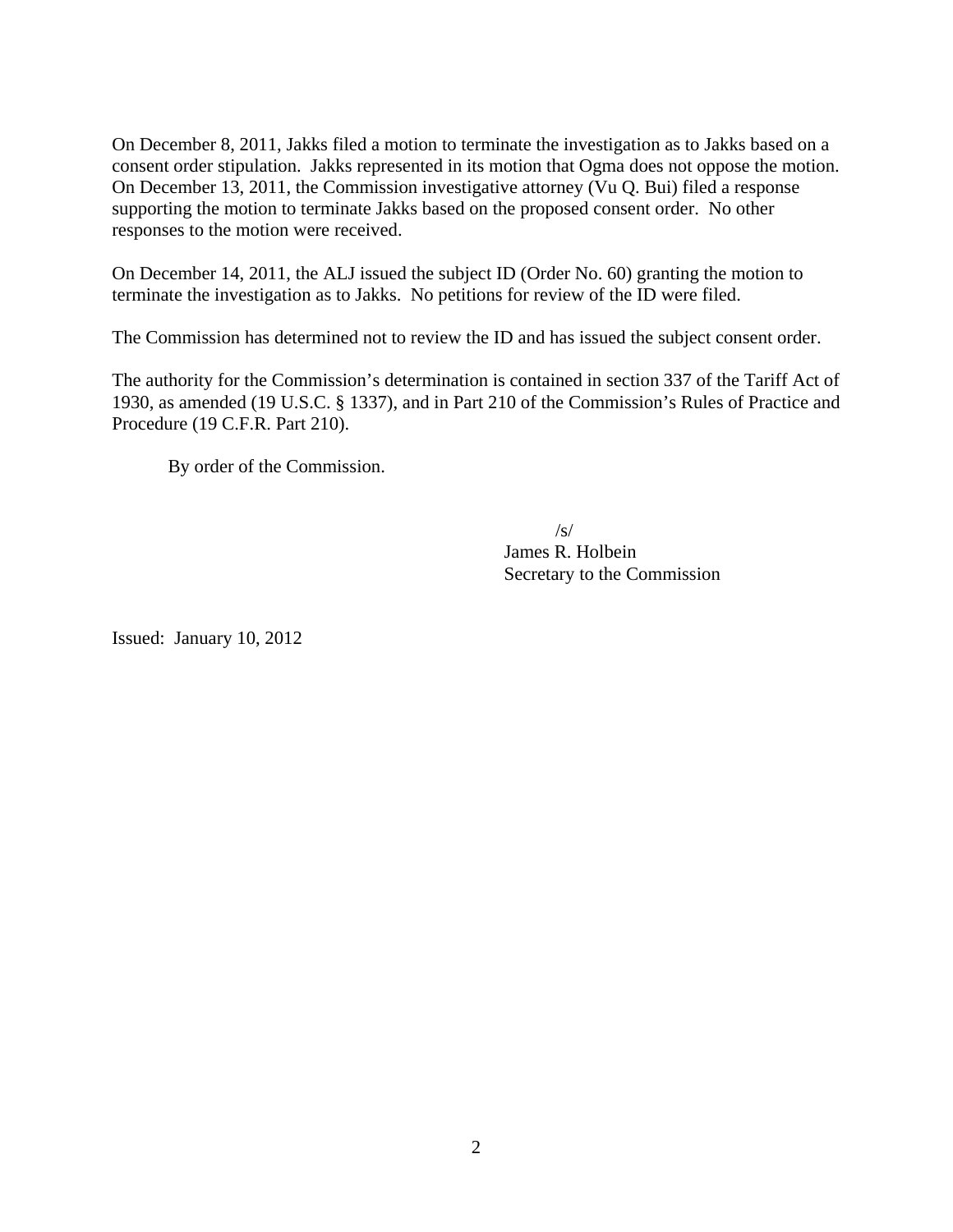On December 8, 2011, Jakks filed a motion to terminate the investigation as to Jakks based on a consent order stipulation. Jakks represented in its motion that Ogma does not oppose the motion. On December 13, 2011, the Commission investigative attorney (Vu Q. Bui) filed a response supporting the motion to terminate Jakks based on the proposed consent order. No other responses to the motion were received.

On December 14, 2011, the ALJ issued the subject ID (Order No. 60) granting the motion to terminate the investigation as to Jakks. No petitions for review of the ID were filed.

The Commission has determined not to review the ID and has issued the subject consent order.

The authority for the Commission's determination is contained in section 337 of the Tariff Act of 1930, as amended (19 U.S.C. § 1337), and in Part 210 of the Commission's Rules of Practice and Procedure (19 C.F.R. Part 210).

By order of the Commission.

/s/
James R. Holbein
Secretary to the Commission

Issued: January 10, 2012